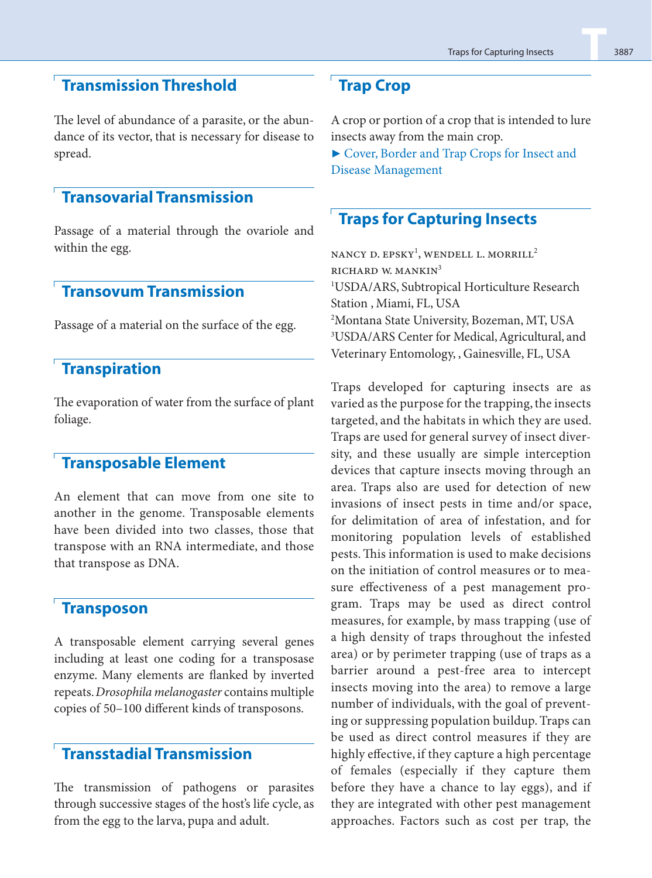## Transmission Threshold

The level of abundance of a parasite, or the abundance of its vector, that is necessary for disease to spread.

## Transovarial Transmission

Passage of a material through the ovariole and within the egg.

## Transovum Transmission

Passage of a material on the surface of the egg.

## Transpiration

The evaporation of water from the surface of plant foliage.

## Transposable Element

An element that can move from one site to another in the genome. Transposable elements have been divided into two classes, those that transpose with an RNA intermediate, and those that transpose as DNA.

## Transposon

A transposable element carrying several genes including at least one coding for a transposase enzyme. Many elements are flanked by inverted repeats. *Drosophila melanogaster* contains multiple copies of 50–100 different kinds of transposons.

## Transstadial Transmission

The transmission of pathogens or parasites through successive stages of the host's life cycle, as from the egg to the larva, pupa and adult.

## Trap Crop

A crop or portion of a crop that is intended to lure insects away from the main crop.

► Cover, Border and Trap Crops for Insect and Disease Management

## Traps for Capturing Insects

NANCY D. EPSKY[1], WENDELL L. MORRILL[2]
RICHARD W. MANKIN[3]

[1]USDA/ARS, Subtropical Horticulture Research Station , Miami, FL, USA

[2]Montana State University, Bozeman, MT, USA

[3]USDA/ARS Center for Medical, Agricultural, and Veterinary Entomology, , Gainesville, FL, USA

Traps developed for capturing insects are as varied as the purpose for the trapping, the insects targeted, and the habitats in which they are used. Traps are used for general survey of insect diversity, and these usually are simple interception devices that capture insects moving through an area. Traps also are used for detection of new invasions of insect pests in time and/or space, for delimitation of area of infestation, and for monitoring population levels of established pests. This information is used to make decisions on the initiation of control measures or to measure effectiveness of a pest management program. Traps may be used as direct control measures, for example, by mass trapping (use of a high density of traps throughout the infested area) or by perimeter trapping (use of traps as a barrier around a pest-free area to intercept insects moving into the area) to remove a large number of individuals, with the goal of preventing or suppressing population buildup. Traps can be used as direct control measures if they are highly effective, if they capture a high percentage of females (especially if they capture them before they have a chance to lay eggs), and if they are integrated with other pest management approaches. Factors such as cost per trap, the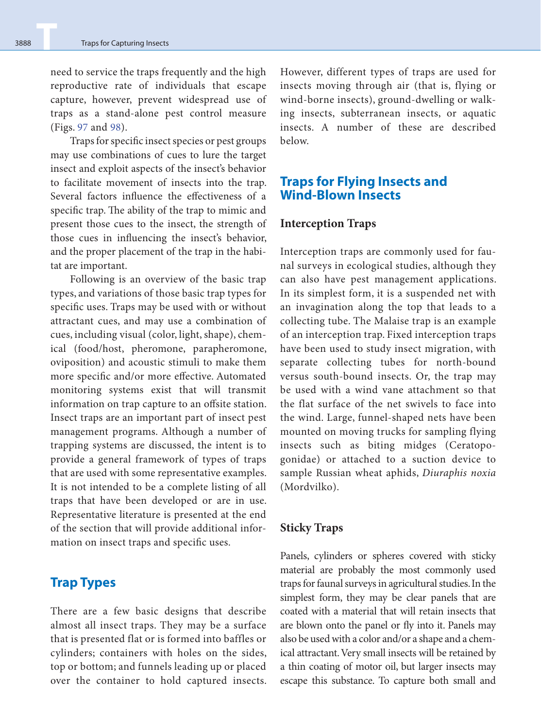need to service the traps frequently and the high reproductive rate of individuals that escape capture, however, prevent widespread use of traps as a stand-alone pest control measure (Figs. 97 and 98).

Traps for specific insect species or pest groups may use combinations of cues to lure the target insect and exploit aspects of the insect's behavior to facilitate movement of insects into the trap. Several factors influence the effectiveness of a specific trap. The ability of the trap to mimic and present those cues to the insect, the strength of those cues in influencing the insect's behavior, and the proper placement of the trap in the habitat are important.

Following is an overview of the basic trap types, and variations of those basic trap types for specific uses. Traps may be used with or without attractant cues, and may use a combination of cues, including visual (color, light, shape), chemical (food/host, pheromone, parapheromone, oviposition) and acoustic stimuli to make them more specific and/or more effective. Automated monitoring systems exist that will transmit information on trap capture to an offsite station. Insect traps are an important part of insect pest management programs. Although a number of trapping systems are discussed, the intent is to provide a general framework of types of traps that are used with some representative examples. It is not intended to be a complete listing of all traps that have been developed or are in use. Representative literature is presented at the end of the section that will provide additional information on insect traps and specific uses.

## Trap Types

There are a few basic designs that describe almost all insect traps. They may be a surface that is presented flat or is formed into baffles or cylinders; containers with holes on the sides, top or bottom; and funnels leading up or placed over the container to hold captured insects. However, different types of traps are used for insects moving through air (that is, flying or wind-borne insects), ground-dwelling or walking insects, subterranean insects, or aquatic insects. A number of these are described below.

## Traps for Flying Insects and Wind-Blown Insects

### Interception Traps

Interception traps are commonly used for faunal surveys in ecological studies, although they can also have pest management applications. In its simplest form, it is a suspended net with an invagination along the top that leads to a collecting tube. The Malaise trap is an example of an interception trap. Fixed interception traps have been used to study insect migration, with separate collecting tubes for north-bound versus south-bound insects. Or, the trap may be used with a wind vane attachment so that the flat surface of the net swivels to face into the wind. Large, funnel-shaped nets have been mounted on moving trucks for sampling flying insects such as biting midges (Ceratopogonidae) or attached to a suction device to sample Russian wheat aphids, *Diuraphis noxia* (Mordvilko).

### Sticky Traps

Panels, cylinders or spheres covered with sticky material are probably the most commonly used traps for faunal surveys in agricultural studies. In the simplest form, they may be clear panels that are coated with a material that will retain insects that are blown onto the panel or fly into it. Panels may also be used with a color and/or a shape and a chemical attractant. Very small insects will be retained by a thin coating of motor oil, but larger insects may escape this substance. To capture both small and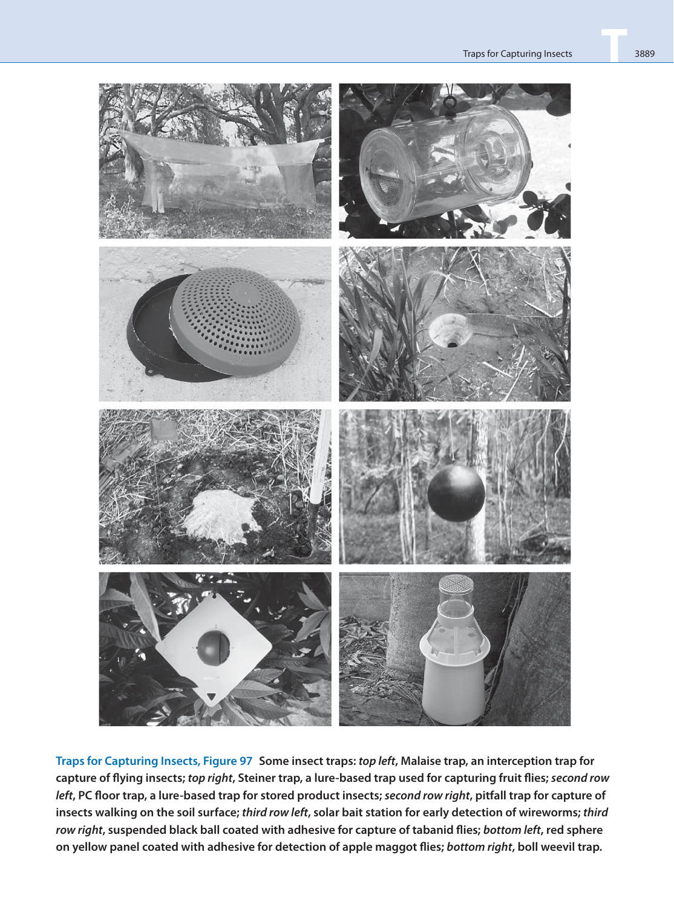**Traps for Capturing Insects, Figure 97** Some insect traps: *top left*, Malaise trap, an interception trap for capture of flying insects; *top right*, Steiner trap, a lure-based trap used for capturing fruit flies; *second row left*, PC floor trap, a lure-based trap for stored product insects; *second row right*, pitfall trap for capture of insects walking on the soil surface; *third row left*, solar bait station for early detection of wireworms; *third row right*, suspended black ball coated with adhesive for capture of tabanid flies; *bottom left*, red sphere on yellow panel coated with adhesive for detection of apple maggot flies; *bottom right*, boll weevil trap.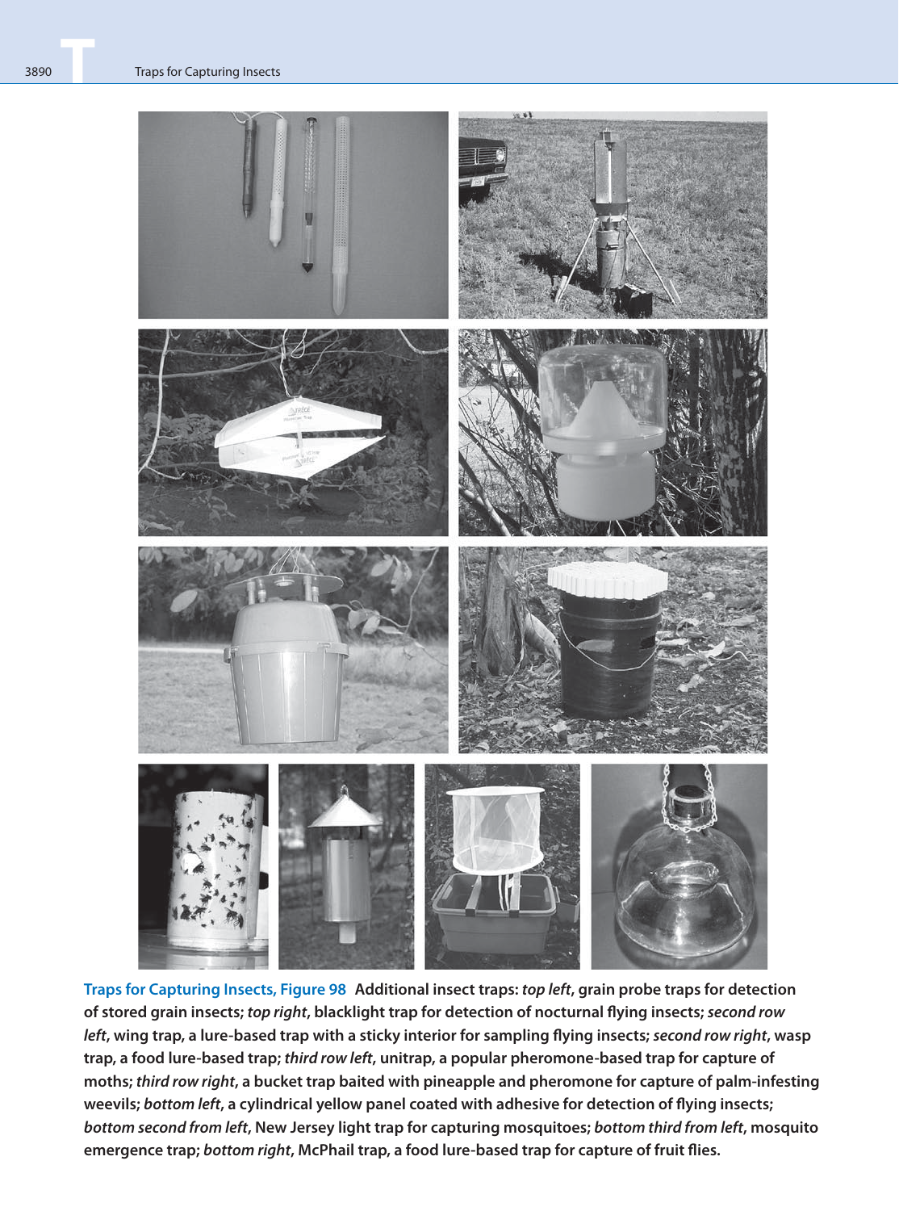**Traps for Capturing Insects, Figure 98** Additional insect traps: *top left*, grain probe traps for detection of stored grain insects; *top right*, blacklight trap for detection of nocturnal flying insects; *second row left*, wing trap, a lure-based trap with a sticky interior for sampling flying insects; *second row right*, wasp trap, a food lure-based trap; *third row left*, unitrap, a popular pheromone-based trap for capture of moths; *third row right*, a bucket trap baited with pineapple and pheromone for capture of palm-infesting weevils; *bottom left*, a cylindrical yellow panel coated with adhesive for detection of flying insects; *bottom second from left*, New Jersey light trap for capturing mosquitoes; *bottom third from left*, mosquito emergence trap; *bottom right*, McPhail trap, a food lure-based trap for capture of fruit flies.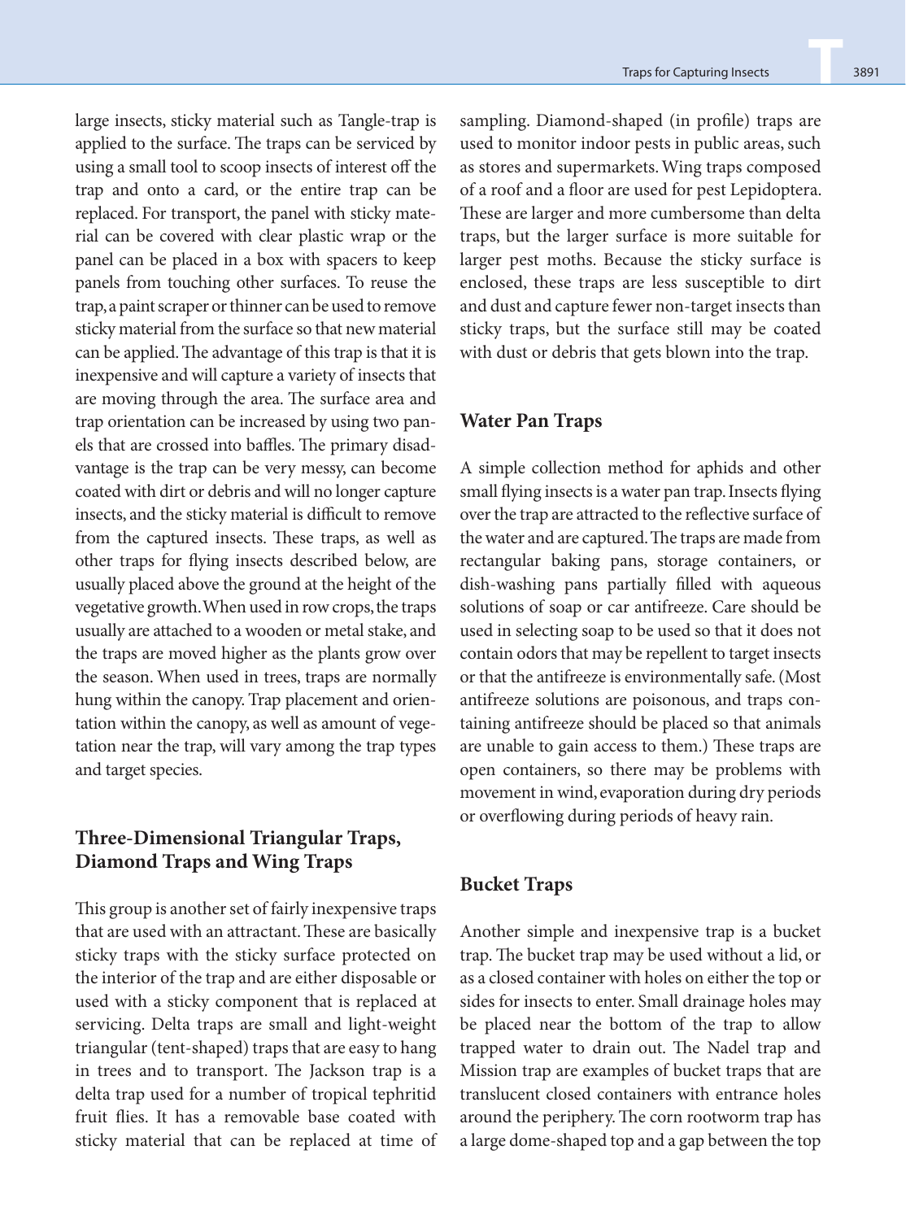large insects, sticky material such as Tangle-trap is applied to the surface. The traps can be serviced by using a small tool to scoop insects of interest off the trap and onto a card, or the entire trap can be replaced. For transport, the panel with sticky material can be covered with clear plastic wrap or the panel can be placed in a box with spacers to keep panels from touching other surfaces. To reuse the trap, a paint scraper or thinner can be used to remove sticky material from the surface so that new material can be applied. The advantage of this trap is that it is inexpensive and will capture a variety of insects that are moving through the area. The surface area and trap orientation can be increased by using two panels that are crossed into baffles. The primary disadvantage is the trap can be very messy, can become coated with dirt or debris and will no longer capture insects, and the sticky material is difficult to remove from the captured insects. These traps, as well as other traps for flying insects described below, are usually placed above the ground at the height of the vegetative growth. When used in row crops, the traps usually are attached to a wooden or metal stake, and the traps are moved higher as the plants grow over the season. When used in trees, traps are normally hung within the canopy. Trap placement and orientation within the canopy, as well as amount of vegetation near the trap, will vary among the trap types and target species.

## Three-Dimensional Triangular Traps, Diamond Traps and Wing Traps

This group is another set of fairly inexpensive traps that are used with an attractant. These are basically sticky traps with the sticky surface protected on the interior of the trap and are either disposable or used with a sticky component that is replaced at servicing. Delta traps are small and light-weight triangular (tent-shaped) traps that are easy to hang in trees and to transport. The Jackson trap is a delta trap used for a number of tropical tephritid fruit flies. It has a removable base coated with sticky material that can be replaced at time of sampling. Diamond-shaped (in profile) traps are used to monitor indoor pests in public areas, such as stores and supermarkets. Wing traps composed of a roof and a floor are used for pest Lepidoptera. These are larger and more cumbersome than delta traps, but the larger surface is more suitable for larger pest moths. Because the sticky surface is enclosed, these traps are less susceptible to dirt and dust and capture fewer non-target insects than sticky traps, but the surface still may be coated with dust or debris that gets blown into the trap.

## Water Pan Traps

A simple collection method for aphids and other small flying insects is a water pan trap. Insects flying over the trap are attracted to the reflective surface of the water and are captured. The traps are made from rectangular baking pans, storage containers, or dish-washing pans partially filled with aqueous solutions of soap or car antifreeze. Care should be used in selecting soap to be used so that it does not contain odors that may be repellent to target insects or that the antifreeze is environmentally safe. (Most antifreeze solutions are poisonous, and traps containing antifreeze should be placed so that animals are unable to gain access to them.) These traps are open containers, so there may be problems with movement in wind, evaporation during dry periods or overflowing during periods of heavy rain.

## Bucket Traps

Another simple and inexpensive trap is a bucket trap. The bucket trap may be used without a lid, or as a closed container with holes on either the top or sides for insects to enter. Small drainage holes may be placed near the bottom of the trap to allow trapped water to drain out. The Nadel trap and Mission trap are examples of bucket traps that are translucent closed containers with entrance holes around the periphery. The corn rootworm trap has a large dome-shaped top and a gap between the top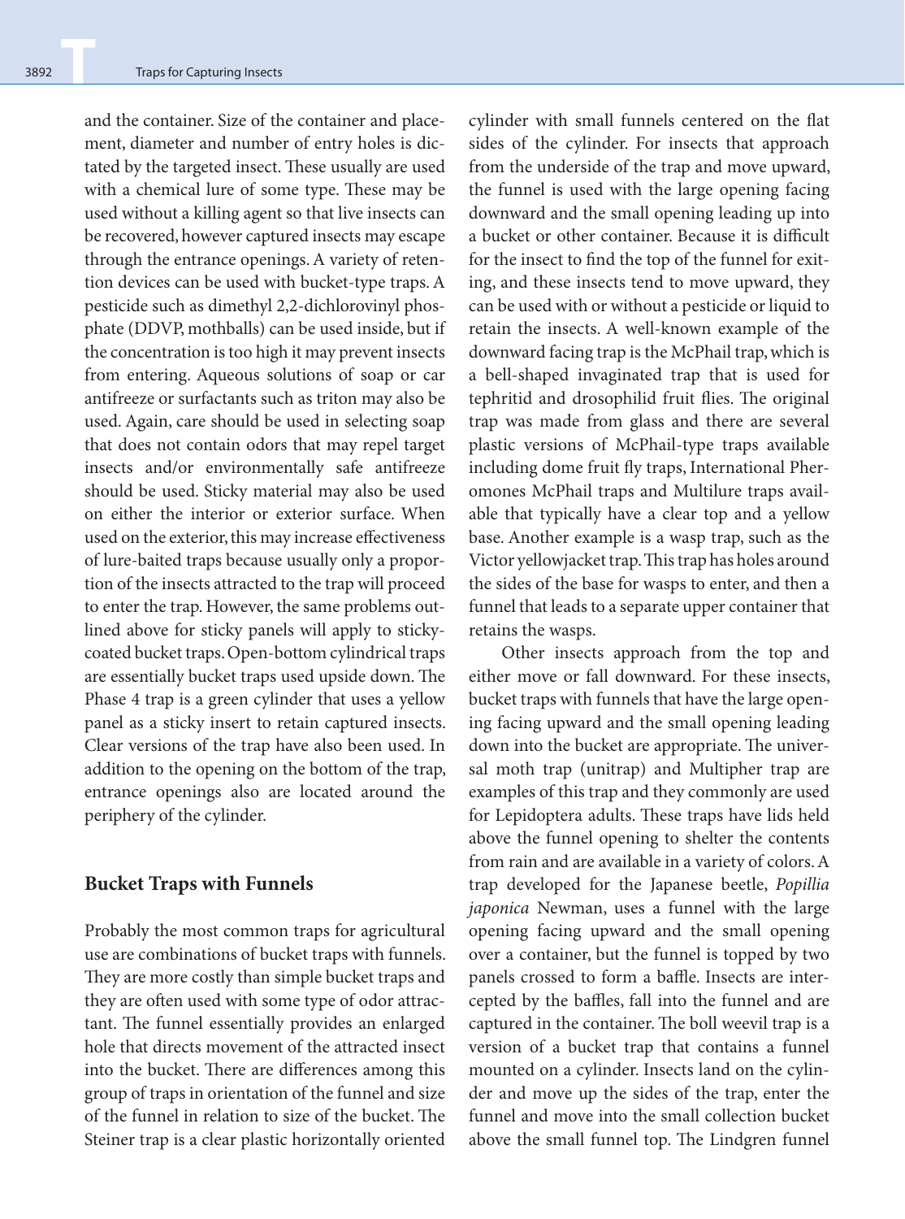and the container. Size of the container and placement, diameter and number of entry holes is dictated by the targeted insect. These usually are used with a chemical lure of some type. These may be used without a killing agent so that live insects can be recovered, however captured insects may escape through the entrance openings. A variety of retention devices can be used with bucket-type traps. A pesticide such as dimethyl 2,2-dichlorovinyl phosphate (DDVP, mothballs) can be used inside, but if the concentration is too high it may prevent insects from entering. Aqueous solutions of soap or car antifreeze or surfactants such as triton may also be used. Again, care should be used in selecting soap that does not contain odors that may repel target insects and/or environmentally safe antifreeze should be used. Sticky material may also be used on either the interior or exterior surface. When used on the exterior, this may increase effectiveness of lure-baited traps because usually only a proportion of the insects attracted to the trap will proceed to enter the trap. However, the same problems outlined above for sticky panels will apply to sticky-coated bucket traps. Open-bottom cylindrical traps are essentially bucket traps used upside down. The Phase 4 trap is a green cylinder that uses a yellow panel as a sticky insert to retain captured insects. Clear versions of the trap have also been used. In addition to the opening on the bottom of the trap, entrance openings also are located around the periphery of the cylinder.

## Bucket Traps with Funnels

Probably the most common traps for agricultural use are combinations of bucket traps with funnels. They are more costly than simple bucket traps and they are often used with some type of odor attractant. The funnel essentially provides an enlarged hole that directs movement of the attracted insect into the bucket. There are differences among this group of traps in orientation of the funnel and size of the funnel in relation to size of the bucket. The Steiner trap is a clear plastic horizontally oriented cylinder with small funnels centered on the flat sides of the cylinder. For insects that approach from the underside of the trap and move upward, the funnel is used with the large opening facing downward and the small opening leading up into a bucket or other container. Because it is difficult for the insect to find the top of the funnel for exiting, and these insects tend to move upward, they can be used with or without a pesticide or liquid to retain the insects. A well-known example of the downward facing trap is the McPhail trap, which is a bell-shaped invaginated trap that is used for tephritid and drosophilid fruit flies. The original trap was made from glass and there are several plastic versions of McPhail-type traps available including dome fruit fly traps, International Pheromones McPhail traps and Multilure traps available that typically have a clear top and a yellow base. Another example is a wasp trap, such as the Victor yellowjacket trap. This trap has holes around the sides of the base for wasps to enter, and then a funnel that leads to a separate upper container that retains the wasps.

Other insects approach from the top and either move or fall downward. For these insects, bucket traps with funnels that have the large opening facing upward and the small opening leading down into the bucket are appropriate. The universal moth trap (unitrap) and Multipher trap are examples of this trap and they commonly are used for Lepidoptera adults. These traps have lids held above the funnel opening to shelter the contents from rain and are available in a variety of colors. A trap developed for the Japanese beetle, *Popillia japonica* Newman, uses a funnel with the large opening facing upward and the small opening over a container, but the funnel is topped by two panels crossed to form a baffle. Insects are intercepted by the baffles, fall into the funnel and are captured in the container. The boll weevil trap is a version of a bucket trap that contains a funnel mounted on a cylinder. Insects land on the cylinder and move up the sides of the trap, enter the funnel and move into the small collection bucket above the small funnel top. The Lindgren funnel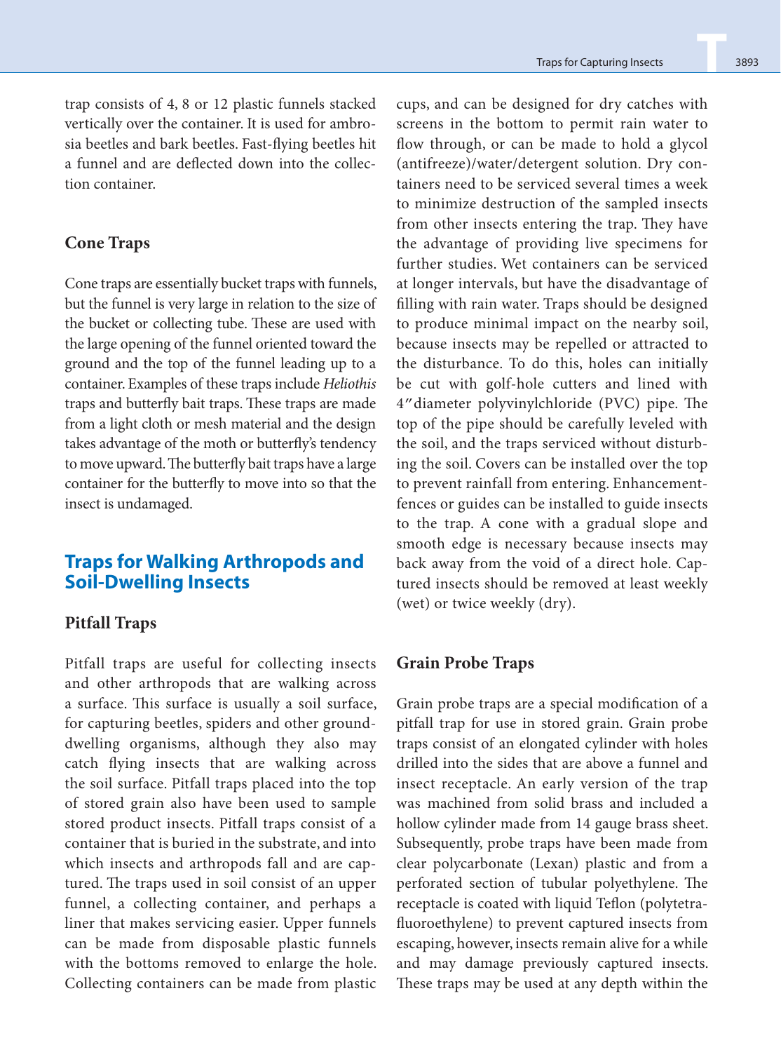trap consists of 4, 8 or 12 plastic funnels stacked vertically over the container. It is used for ambrosia beetles and bark beetles. Fast-flying beetles hit a funnel and are deflected down into the collection container.

### Cone Traps

Cone traps are essentially bucket traps with funnels, but the funnel is very large in relation to the size of the bucket or collecting tube. These are used with the large opening of the funnel oriented toward the ground and the top of the funnel leading up to a container. Examples of these traps include *Heliothis* traps and butterfly bait traps. These traps are made from a light cloth or mesh material and the design takes advantage of the moth or butterfly's tendency to move upward. The butterfly bait traps have a large container for the butterfly to move into so that the insect is undamaged.

## Traps for Walking Arthropods and Soil-Dwelling Insects

### Pitfall Traps

Pitfall traps are useful for collecting insects and other arthropods that are walking across a surface. This surface is usually a soil surface, for capturing beetles, spiders and other ground-dwelling organisms, although they also may catch flying insects that are walking across the soil surface. Pitfall traps placed into the top of stored grain also have been used to sample stored product insects. Pitfall traps consist of a container that is buried in the substrate, and into which insects and arthropods fall and are captured. The traps used in soil consist of an upper funnel, a collecting container, and perhaps a liner that makes servicing easier. Upper funnels can be made from disposable plastic funnels with the bottoms removed to enlarge the hole. Collecting containers can be made from plastic cups, and can be designed for dry catches with screens in the bottom to permit rain water to flow through, or can be made to hold a glycol (antifreeze)/water/detergent solution. Dry containers need to be serviced several times a week to minimize destruction of the sampled insects from other insects entering the trap. They have the advantage of providing live specimens for further studies. Wet containers can be serviced at longer intervals, but have the disadvantage of filling with rain water. Traps should be designed to produce minimal impact on the nearby soil, because insects may be repelled or attracted to the disturbance. To do this, holes can initially be cut with golf-hole cutters and lined with 4″diameter polyvinylchloride (PVC) pipe. The top of the pipe should be carefully leveled with the soil, and the traps serviced without disturbing the soil. Covers can be installed over the top to prevent rainfall from entering. Enhancement-fences or guides can be installed to guide insects to the trap. A cone with a gradual slope and smooth edge is necessary because insects may back away from the void of a direct hole. Captured insects should be removed at least weekly (wet) or twice weekly (dry).

### Grain Probe Traps

Grain probe traps are a special modification of a pitfall trap for use in stored grain. Grain probe traps consist of an elongated cylinder with holes drilled into the sides that are above a funnel and insect receptacle. An early version of the trap was machined from solid brass and included a hollow cylinder made from 14 gauge brass sheet. Subsequently, probe traps have been made from clear polycarbonate (Lexan) plastic and from a perforated section of tubular polyethylene. The receptacle is coated with liquid Teflon (polytetrafluoroethylene) to prevent captured insects from escaping, however, insects remain alive for a while and may damage previously captured insects. These traps may be used at any depth within the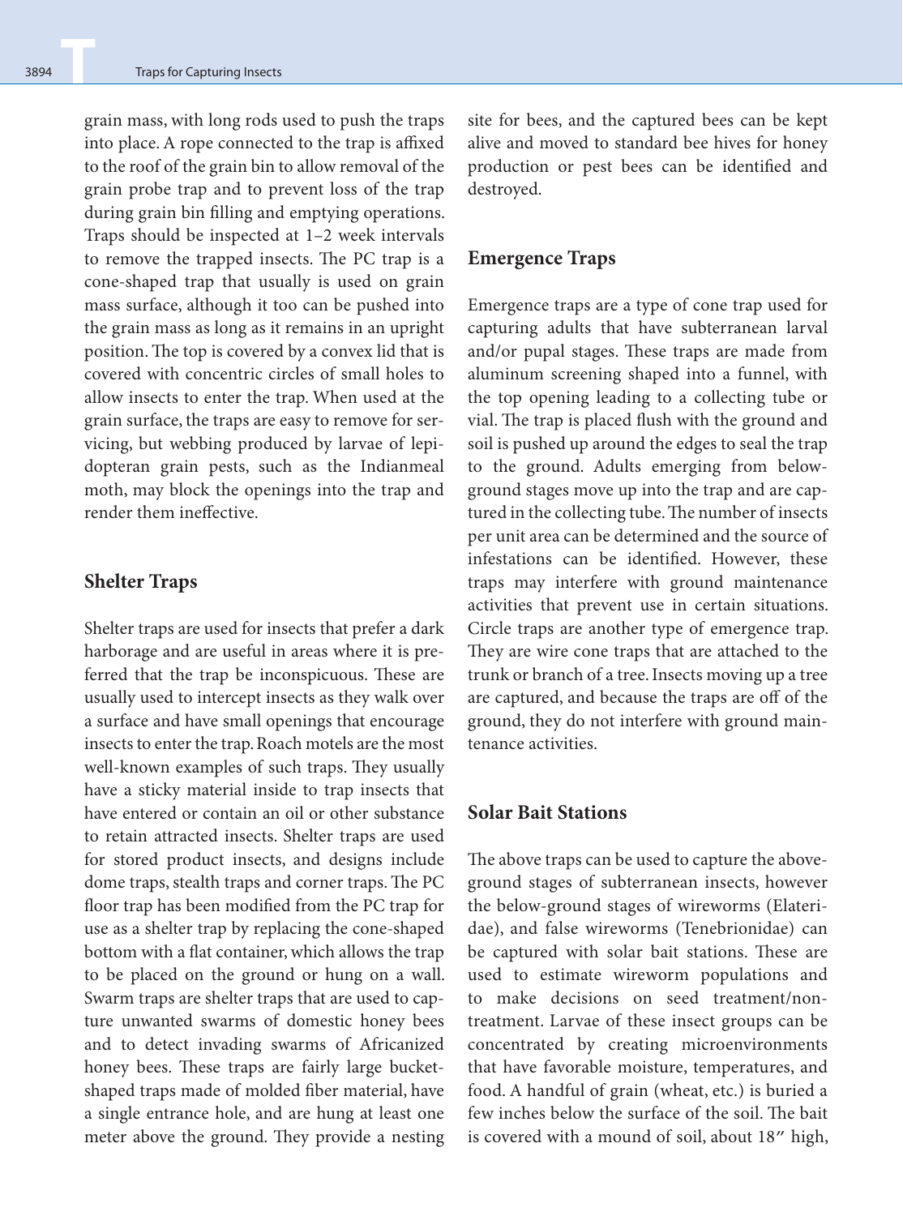grain mass, with long rods used to push the traps into place. A rope connected to the trap is affixed to the roof of the grain bin to allow removal of the grain probe trap and to prevent loss of the trap during grain bin filling and emptying operations. Traps should be inspected at 1–2 week intervals to remove the trapped insects. The PC trap is a cone-shaped trap that usually is used on grain mass surface, although it too can be pushed into the grain mass as long as it remains in an upright position. The top is covered by a convex lid that is covered with concentric circles of small holes to allow insects to enter the trap. When used at the grain surface, the traps are easy to remove for servicing, but webbing produced by larvae of lepidopteran grain pests, such as the Indianmeal moth, may block the openings into the trap and render them ineffective.

## Shelter Traps

Shelter traps are used for insects that prefer a dark harborage and are useful in areas where it is preferred that the trap be inconspicuous. These are usually used to intercept insects as they walk over a surface and have small openings that encourage insects to enter the trap. Roach motels are the most well-known examples of such traps. They usually have a sticky material inside to trap insects that have entered or contain an oil or other substance to retain attracted insects. Shelter traps are used for stored product insects, and designs include dome traps, stealth traps and corner traps. The PC floor trap has been modified from the PC trap for use as a shelter trap by replacing the cone-shaped bottom with a flat container, which allows the trap to be placed on the ground or hung on a wall. Swarm traps are shelter traps that are used to capture unwanted swarms of domestic honey bees and to detect invading swarms of Africanized honey bees. These traps are fairly large bucket-shaped traps made of molded fiber material, have a single entrance hole, and are hung at least one meter above the ground. They provide a nesting site for bees, and the captured bees can be kept alive and moved to standard bee hives for honey production or pest bees can be identified and destroyed.

## Emergence Traps

Emergence traps are a type of cone trap used for capturing adults that have subterranean larval and/or pupal stages. These traps are made from aluminum screening shaped into a funnel, with the top opening leading to a collecting tube or vial. The trap is placed flush with the ground and soil is pushed up around the edges to seal the trap to the ground. Adults emerging from below-ground stages move up into the trap and are captured in the collecting tube. The number of insects per unit area can be determined and the source of infestations can be identified. However, these traps may interfere with ground maintenance activities that prevent use in certain situations. Circle traps are another type of emergence trap. They are wire cone traps that are attached to the trunk or branch of a tree. Insects moving up a tree are captured, and because the traps are off of the ground, they do not interfere with ground maintenance activities.

## Solar Bait Stations

The above traps can be used to capture the above-ground stages of subterranean insects, however the below-ground stages of wireworms (Elateridae), and false wireworms (Tenebrionidae) can be captured with solar bait stations. These are used to estimate wireworm populations and to make decisions on seed treatment/non-treatment. Larvae of these insect groups can be concentrated by creating microenvironments that have favorable moisture, temperatures, and food. A handful of grain (wheat, etc.) is buried a few inches below the surface of the soil. The bait is covered with a mound of soil, about 18″ high,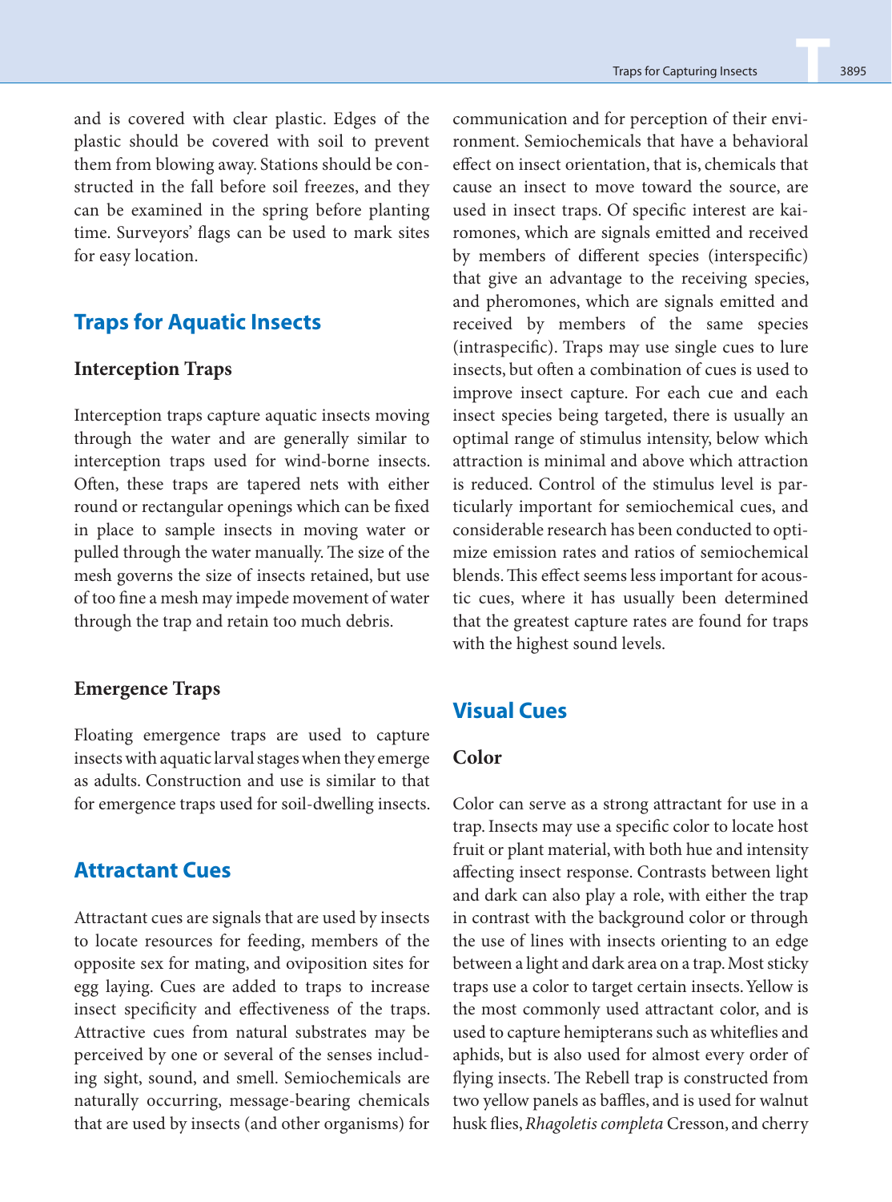and is covered with clear plastic. Edges of the plastic should be covered with soil to prevent them from blowing away. Stations should be constructed in the fall before soil freezes, and they can be examined in the spring before planting time. Surveyors' flags can be used to mark sites for easy location.

## Traps for Aquatic Insects

### Interception Traps

Interception traps capture aquatic insects moving through the water and are generally similar to interception traps used for wind-borne insects. Often, these traps are tapered nets with either round or rectangular openings which can be fixed in place to sample insects in moving water or pulled through the water manually. The size of the mesh governs the size of insects retained, but use of too fine a mesh may impede movement of water through the trap and retain too much debris.

### Emergence Traps

Floating emergence traps are used to capture insects with aquatic larval stages when they emerge as adults. Construction and use is similar to that for emergence traps used for soil-dwelling insects.

## Attractant Cues

Attractant cues are signals that are used by insects to locate resources for feeding, members of the opposite sex for mating, and oviposition sites for egg laying. Cues are added to traps to increase insect specificity and effectiveness of the traps. Attractive cues from natural substrates may be perceived by one or several of the senses including sight, sound, and smell. Semiochemicals are naturally occurring, message-bearing chemicals that are used by insects (and other organisms) for communication and for perception of their environment. Semiochemicals that have a behavioral effect on insect orientation, that is, chemicals that cause an insect to move toward the source, are used in insect traps. Of specific interest are kairomones, which are signals emitted and received by members of different species (interspecific) that give an advantage to the receiving species, and pheromones, which are signals emitted and received by members of the same species (intraspecific). Traps may use single cues to lure insects, but often a combination of cues is used to improve insect capture. For each cue and each insect species being targeted, there is usually an optimal range of stimulus intensity, below which attraction is minimal and above which attraction is reduced. Control of the stimulus level is particularly important for semiochemical cues, and considerable research has been conducted to optimize emission rates and ratios of semiochemical blends. This effect seems less important for acoustic cues, where it has usually been determined that the greatest capture rates are found for traps with the highest sound levels.

## Visual Cues

### Color

Color can serve as a strong attractant for use in a trap. Insects may use a specific color to locate host fruit or plant material, with both hue and intensity affecting insect response. Contrasts between light and dark can also play a role, with either the trap in contrast with the background color or through the use of lines with insects orienting to an edge between a light and dark area on a trap. Most sticky traps use a color to target certain insects. Yellow is the most commonly used attractant color, and is used to capture hemipterans such as whiteflies and aphids, but is also used for almost every order of flying insects. The Rebell trap is constructed from two yellow panels as baffles, and is used for walnut husk flies, *Rhagoletis completa* Cresson, and cherry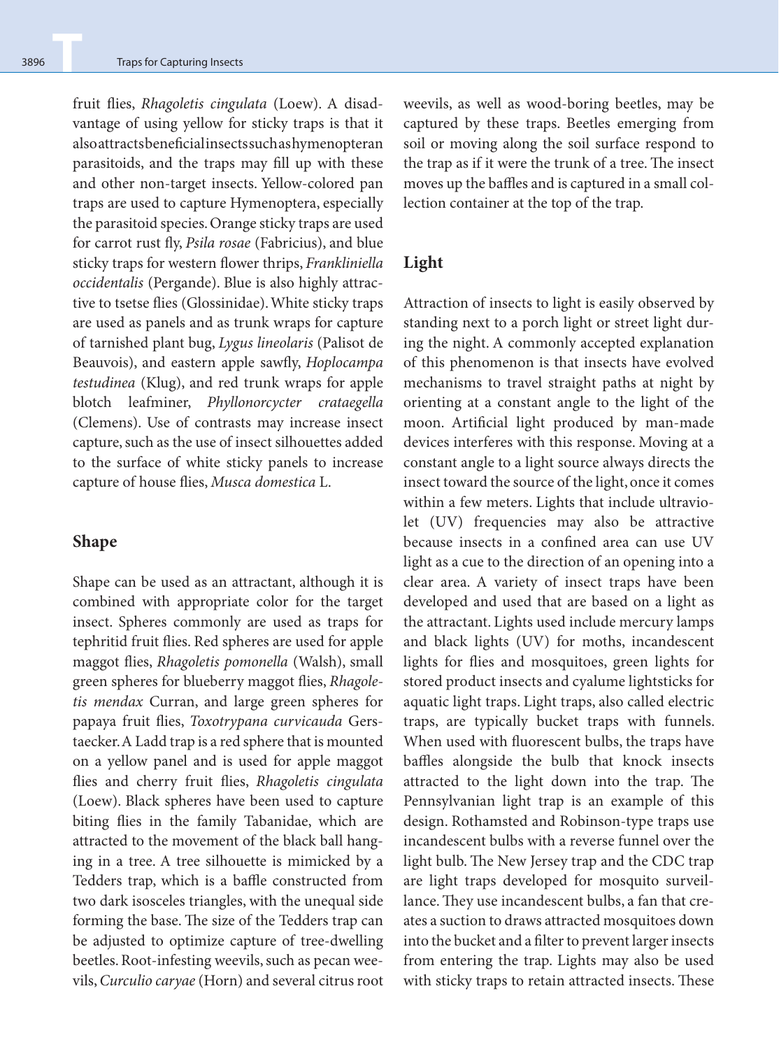fruit flies, *Rhagoletis cingulata* (Loew). A disadvantage of using yellow for sticky traps is that it also attracts beneficial insects such as hymenopteran parasitoids, and the traps may fill up with these and other non-target insects. Yellow-colored pan traps are used to capture Hymenoptera, especially the parasitoid species. Orange sticky traps are used for carrot rust fly, *Psila rosae* (Fabricius), and blue sticky traps for western flower thrips, *Frankliniella occidentalis* (Pergande). Blue is also highly attractive to tsetse flies (Glossinidae). White sticky traps are used as panels and as trunk wraps for capture of tarnished plant bug, *Lygus lineolaris* (Palisot de Beauvois), and eastern apple sawfly, *Hoplocampa testudinea* (Klug), and red trunk wraps for apple blotch leafminer, *Phyllonorcycter crataegella* (Clemens). Use of contrasts may increase insect capture, such as the use of insect silhouettes added to the surface of white sticky panels to increase capture of house flies, *Musca domestica* L.

## Shape

Shape can be used as an attractant, although it is combined with appropriate color for the target insect. Spheres commonly are used as traps for tephritid fruit flies. Red spheres are used for apple maggot flies, *Rhagoletis pomonella* (Walsh), small green spheres for blueberry maggot flies, *Rhagoletis mendax* Curran, and large green spheres for papaya fruit flies, *Toxotrypana curvicauda* Gerstaecker. A Ladd trap is a red sphere that is mounted on a yellow panel and is used for apple maggot flies and cherry fruit flies, *Rhagoletis cingulata* (Loew). Black spheres have been used to capture biting flies in the family Tabanidae, which are attracted to the movement of the black ball hanging in a tree. A tree silhouette is mimicked by a Tedders trap, which is a baffle constructed from two dark isosceles triangles, with the unequal side forming the base. The size of the Tedders trap can be adjusted to optimize capture of tree-dwelling beetles. Root-infesting weevils, such as pecan weevils, *Curculio caryae* (Horn) and several citrus root weevils, as well as wood-boring beetles, may be captured by these traps. Beetles emerging from soil or moving along the soil surface respond to the trap as if it were the trunk of a tree. The insect moves up the baffles and is captured in a small collection container at the top of the trap.

## Light

Attraction of insects to light is easily observed by standing next to a porch light or street light during the night. A commonly accepted explanation of this phenomenon is that insects have evolved mechanisms to travel straight paths at night by orienting at a constant angle to the light of the moon. Artificial light produced by man-made devices interferes with this response. Moving at a constant angle to a light source always directs the insect toward the source of the light, once it comes within a few meters. Lights that include ultraviolet (UV) frequencies may also be attractive because insects in a confined area can use UV light as a cue to the direction of an opening into a clear area. A variety of insect traps have been developed and used that are based on a light as the attractant. Lights used include mercury lamps and black lights (UV) for moths, incandescent lights for flies and mosquitoes, green lights for stored product insects and cyalume lightsticks for aquatic light traps. Light traps, also called electric traps, are typically bucket traps with funnels. When used with fluorescent bulbs, the traps have baffles alongside the bulb that knock insects attracted to the light down into the trap. The Pennsylvanian light trap is an example of this design. Rothamsted and Robinson-type traps use incandescent bulbs with a reverse funnel over the light bulb. The New Jersey trap and the CDC trap are light traps developed for mosquito surveillance. They use incandescent bulbs, a fan that creates a suction to draws attracted mosquitoes down into the bucket and a filter to prevent larger insects from entering the trap. Lights may also be used with sticky traps to retain attracted insects. These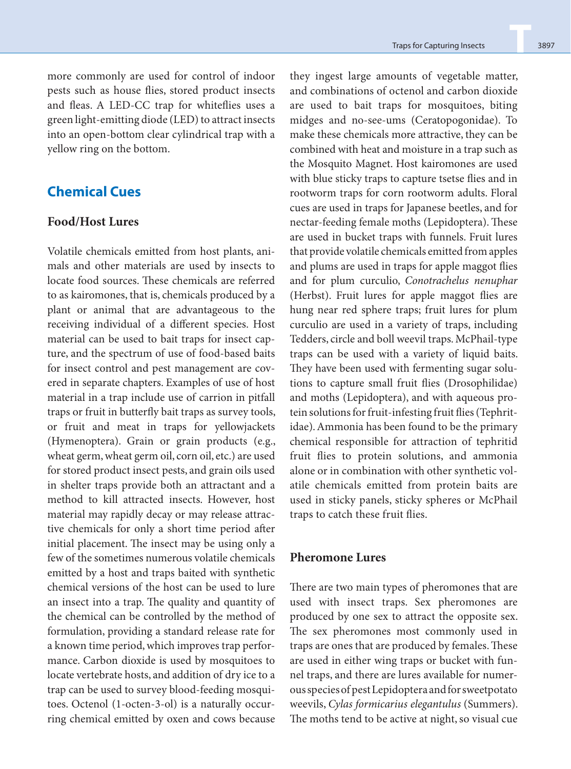more commonly are used for control of indoor pests such as house flies, stored product insects and fleas. A LED-CC trap for whiteflies uses a green light-emitting diode (LED) to attract insects into an open-bottom clear cylindrical trap with a yellow ring on the bottom.

## Chemical Cues

### Food/Host Lures

Volatile chemicals emitted from host plants, animals and other materials are used by insects to locate food sources. These chemicals are referred to as kairomones, that is, chemicals produced by a plant or animal that are advantageous to the receiving individual of a different species. Host material can be used to bait traps for insect capture, and the spectrum of use of food-based baits for insect control and pest management are covered in separate chapters. Examples of use of host material in a trap include use of carrion in pitfall traps or fruit in butterfly bait traps as survey tools, or fruit and meat in traps for yellowjackets (Hymenoptera). Grain or grain products (e.g., wheat germ, wheat germ oil, corn oil, etc.) are used for stored product insect pests, and grain oils used in shelter traps provide both an attractant and a method to kill attracted insects. However, host material may rapidly decay or may release attractive chemicals for only a short time period after initial placement. The insect may be using only a few of the sometimes numerous volatile chemicals emitted by a host and traps baited with synthetic chemical versions of the host can be used to lure an insect into a trap. The quality and quantity of the chemical can be controlled by the method of formulation, providing a standard release rate for a known time period, which improves trap performance. Carbon dioxide is used by mosquitoes to locate vertebrate hosts, and addition of dry ice to a trap can be used to survey blood-feeding mosquitoes. Octenol (1-octen-3-ol) is a naturally occurring chemical emitted by oxen and cows because they ingest large amounts of vegetable matter, and combinations of octenol and carbon dioxide are used to bait traps for mosquitoes, biting midges and no-see-ums (Ceratopogonidae). To make these chemicals more attractive, they can be combined with heat and moisture in a trap such as the Mosquito Magnet. Host kairomones are used with blue sticky traps to capture tsetse flies and in rootworm traps for corn rootworm adults. Floral cues are used in traps for Japanese beetles, and for nectar-feeding female moths (Lepidoptera). These are used in bucket traps with funnels. Fruit lures that provide volatile chemicals emitted from apples and plums are used in traps for apple maggot flies and for plum curculio, *Conotrachelus nenuphar* (Herbst). Fruit lures for apple maggot flies are hung near red sphere traps; fruit lures for plum curculio are used in a variety of traps, including Tedders, circle and boll weevil traps. McPhail-type traps can be used with a variety of liquid baits. They have been used with fermenting sugar solutions to capture small fruit flies (Drosophilidae) and moths (Lepidoptera), and with aqueous protein solutions for fruit-infesting fruit flies (Tephritidae). Ammonia has been found to be the primary chemical responsible for attraction of tephritid fruit flies to protein solutions, and ammonia alone or in combination with other synthetic volatile chemicals emitted from protein baits are used in sticky panels, sticky spheres or McPhail traps to catch these fruit flies.

### Pheromone Lures

There are two main types of pheromones that are used with insect traps. Sex pheromones are produced by one sex to attract the opposite sex. The sex pheromones most commonly used in traps are ones that are produced by females. These are used in either wing traps or bucket with funnel traps, and there are lures available for numerous species of pest Lepidoptera and for sweetpotato weevils, *Cylas formicarius elegantulus* (Summers). The moths tend to be active at night, so visual cue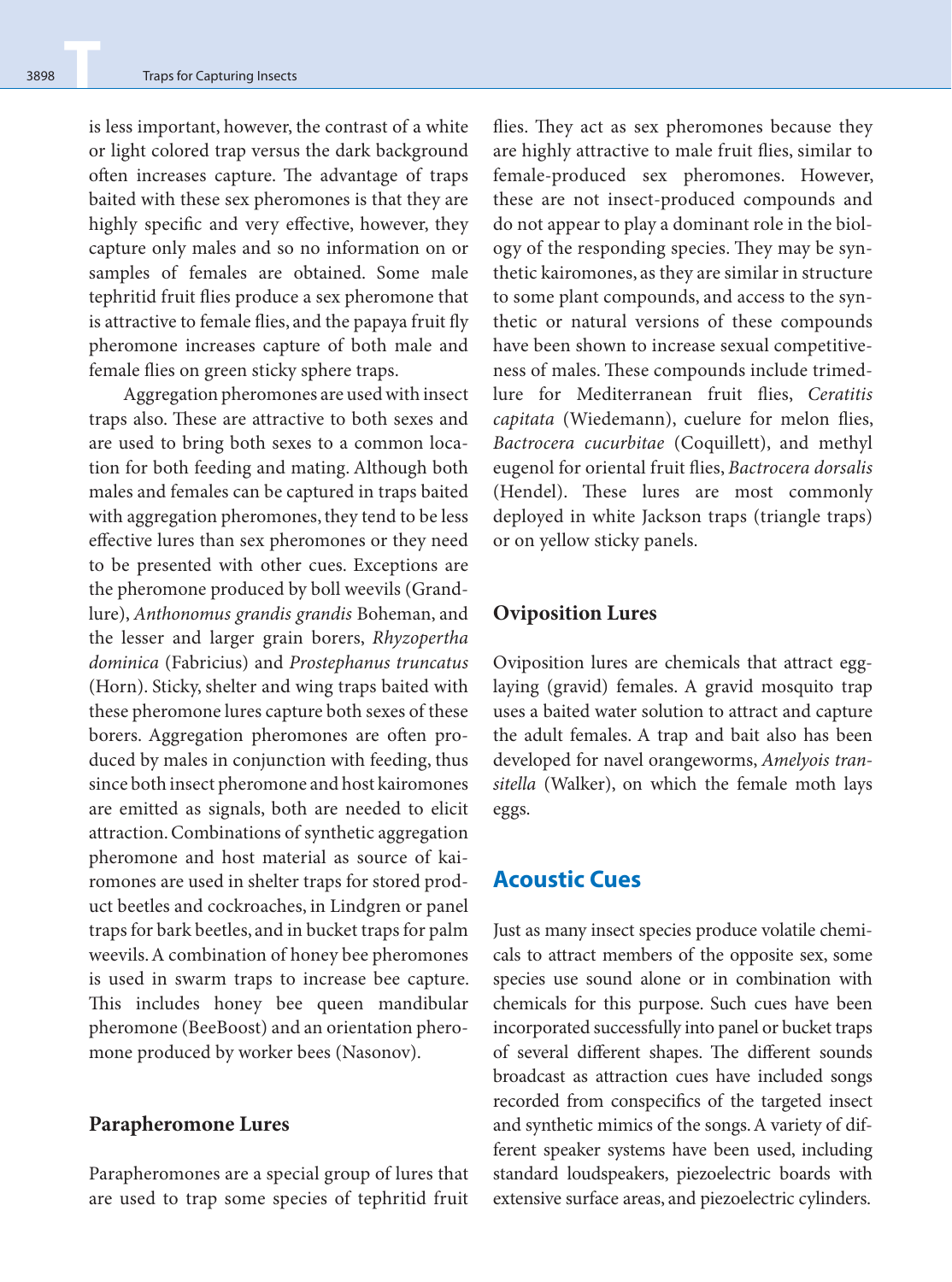is less important, however, the contrast of a white or light colored trap versus the dark background often increases capture. The advantage of traps baited with these sex pheromones is that they are highly specific and very effective, however, they capture only males and so no information on or samples of females are obtained. Some male tephritid fruit flies produce a sex pheromone that is attractive to female flies, and the papaya fruit fly pheromone increases capture of both male and female flies on green sticky sphere traps.

Aggregation pheromones are used with insect traps also. These are attractive to both sexes and are used to bring both sexes to a common location for both feeding and mating. Although both males and females can be captured in traps baited with aggregation pheromones, they tend to be less effective lures than sex pheromones or they need to be presented with other cues. Exceptions are the pheromone produced by boll weevils (Grandlure), *Anthonomus grandis grandis* Boheman, and the lesser and larger grain borers, *Rhyzopertha dominica* (Fabricius) and *Prostephanus truncatus* (Horn). Sticky, shelter and wing traps baited with these pheromone lures capture both sexes of these borers. Aggregation pheromones are often produced by males in conjunction with feeding, thus since both insect pheromone and host kairomones are emitted as signals, both are needed to elicit attraction. Combinations of synthetic aggregation pheromone and host material as source of kairomones are used in shelter traps for stored product beetles and cockroaches, in Lindgren or panel traps for bark beetles, and in bucket traps for palm weevils. A combination of honey bee pheromones is used in swarm traps to increase bee capture. This includes honey bee queen mandibular pheromone (BeeBoost) and an orientation pheromone produced by worker bees (Nasonov).

### Parapheromone Lures

Parapheromones are a special group of lures that are used to trap some species of tephritid fruit flies. They act as sex pheromones because they are highly attractive to male fruit flies, similar to female-produced sex pheromones. However, these are not insect-produced compounds and do not appear to play a dominant role in the biology of the responding species. They may be synthetic kairomones, as they are similar in structure to some plant compounds, and access to the synthetic or natural versions of these compounds have been shown to increase sexual competitiveness of males. These compounds include trimedlure for Mediterranean fruit flies, *Ceratitis capitata* (Wiedemann), cuelure for melon flies, *Bactrocera cucurbitae* (Coquillett), and methyl eugenol for oriental fruit flies, *Bactrocera dorsalis* (Hendel). These lures are most commonly deployed in white Jackson traps (triangle traps) or on yellow sticky panels.

### Oviposition Lures

Oviposition lures are chemicals that attract egg-laying (gravid) females. A gravid mosquito trap uses a baited water solution to attract and capture the adult females. A trap and bait also has been developed for navel orangeworms, *Amelyois transitella* (Walker), on which the female moth lays eggs.

## Acoustic Cues

Just as many insect species produce volatile chemicals to attract members of the opposite sex, some species use sound alone or in combination with chemicals for this purpose. Such cues have been incorporated successfully into panel or bucket traps of several different shapes. The different sounds broadcast as attraction cues have included songs recorded from conspecifics of the targeted insect and synthetic mimics of the songs. A variety of different speaker systems have been used, including standard loudspeakers, piezoelectric boards with extensive surface areas, and piezoelectric cylinders.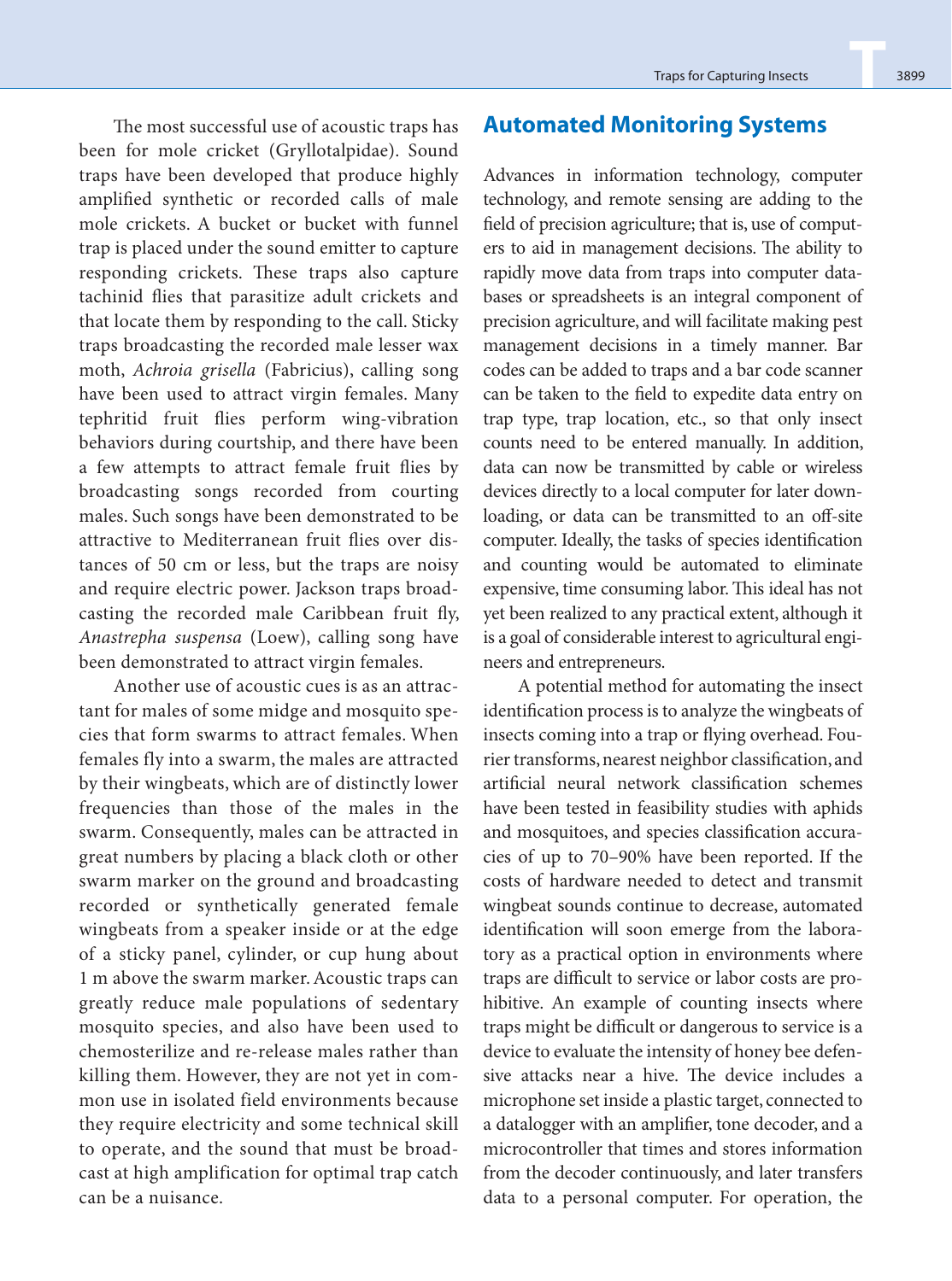The most successful use of acoustic traps has been for mole cricket (Gryllotalpidae). Sound traps have been developed that produce highly amplified synthetic or recorded calls of male mole crickets. A bucket or bucket with funnel trap is placed under the sound emitter to capture responding crickets. These traps also capture tachinid flies that parasitize adult crickets and that locate them by responding to the call. Sticky traps broadcasting the recorded male lesser wax moth, *Achroia grisella* (Fabricius), calling song have been used to attract virgin females. Many tephritid fruit flies perform wing-vibration behaviors during courtship, and there have been a few attempts to attract female fruit flies by broadcasting songs recorded from courting males. Such songs have been demonstrated to be attractive to Mediterranean fruit flies over distances of 50 cm or less, but the traps are noisy and require electric power. Jackson traps broadcasting the recorded male Caribbean fruit fly, *Anastrepha suspensa* (Loew), calling song have been demonstrated to attract virgin females.

Another use of acoustic cues is as an attractant for males of some midge and mosquito species that form swarms to attract females. When females fly into a swarm, the males are attracted by their wingbeats, which are of distinctly lower frequencies than those of the males in the swarm. Consequently, males can be attracted in great numbers by placing a black cloth or other swarm marker on the ground and broadcasting recorded or synthetically generated female wingbeats from a speaker inside or at the edge of a sticky panel, cylinder, or cup hung about 1 m above the swarm marker. Acoustic traps can greatly reduce male populations of sedentary mosquito species, and also have been used to chemosterilize and re-release males rather than killing them. However, they are not yet in common use in isolated field environments because they require electricity and some technical skill to operate, and the sound that must be broadcast at high amplification for optimal trap catch can be a nuisance.

## Automated Monitoring Systems

Advances in information technology, computer technology, and remote sensing are adding to the field of precision agriculture; that is, use of computers to aid in management decisions. The ability to rapidly move data from traps into computer databases or spreadsheets is an integral component of precision agriculture, and will facilitate making pest management decisions in a timely manner. Bar codes can be added to traps and a bar code scanner can be taken to the field to expedite data entry on trap type, trap location, etc., so that only insect counts need to be entered manually. In addition, data can now be transmitted by cable or wireless devices directly to a local computer for later downloading, or data can be transmitted to an off-site computer. Ideally, the tasks of species identification and counting would be automated to eliminate expensive, time consuming labor. This ideal has not yet been realized to any practical extent, although it is a goal of considerable interest to agricultural engineers and entrepreneurs.

A potential method for automating the insect identification process is to analyze the wingbeats of insects coming into a trap or flying overhead. Fourier transforms, nearest neighbor classification, and artificial neural network classification schemes have been tested in feasibility studies with aphids and mosquitoes, and species classification accuracies of up to 70–90% have been reported. If the costs of hardware needed to detect and transmit wingbeat sounds continue to decrease, automated identification will soon emerge from the laboratory as a practical option in environments where traps are difficult to service or labor costs are prohibitive. An example of counting insects where traps might be difficult or dangerous to service is a device to evaluate the intensity of honey bee defensive attacks near a hive. The device includes a microphone set inside a plastic target, connected to a datalogger with an amplifier, tone decoder, and a microcontroller that times and stores information from the decoder continuously, and later transfers data to a personal computer. For operation, the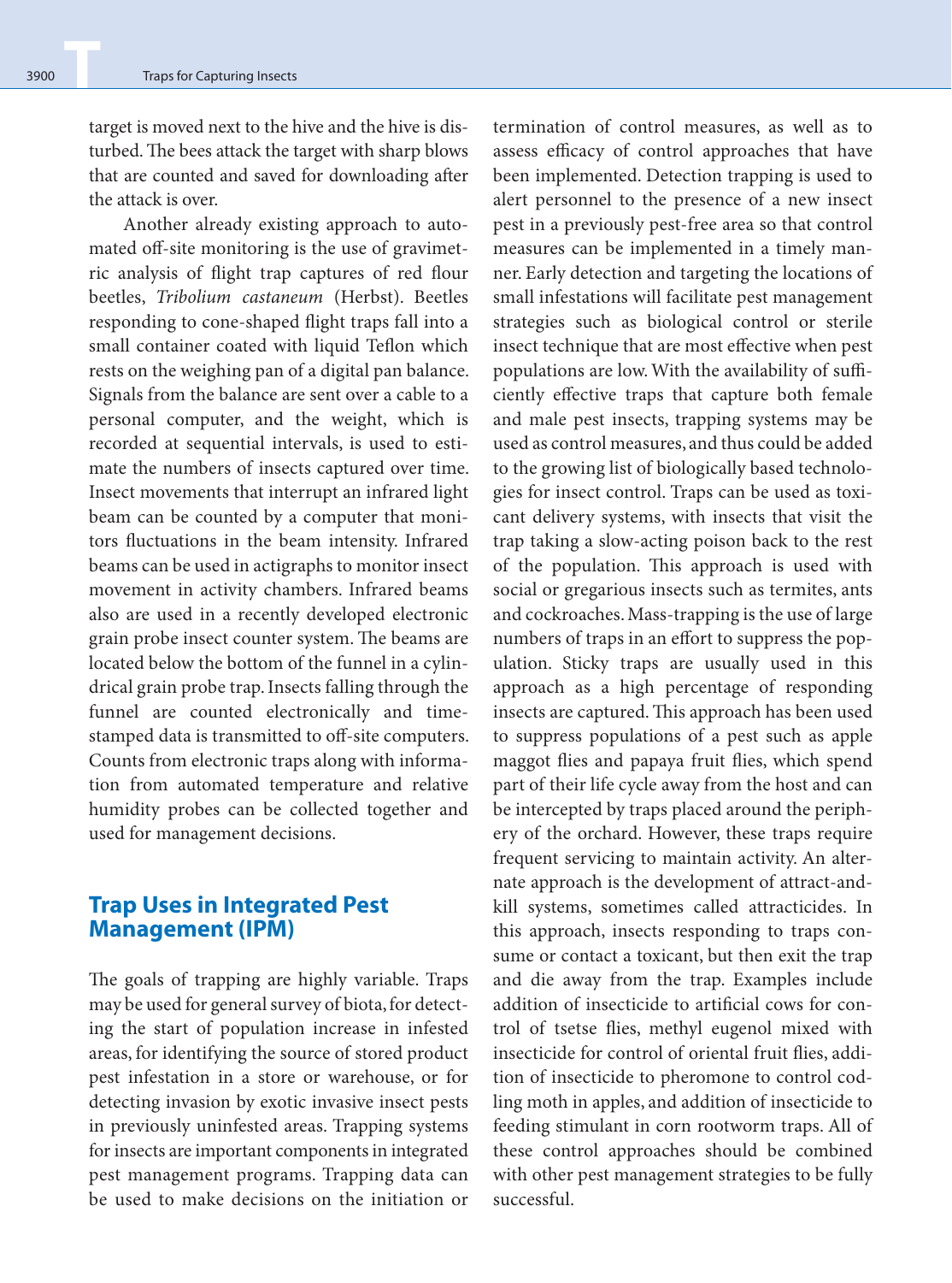target is moved next to the hive and the hive is disturbed. The bees attack the target with sharp blows that are counted and saved for downloading after the attack is over.

Another already existing approach to automated off-site monitoring is the use of gravimetric analysis of flight trap captures of red flour beetles, *Tribolium castaneum* (Herbst). Beetles responding to cone-shaped flight traps fall into a small container coated with liquid Teflon which rests on the weighing pan of a digital pan balance. Signals from the balance are sent over a cable to a personal computer, and the weight, which is recorded at sequential intervals, is used to estimate the numbers of insects captured over time. Insect movements that interrupt an infrared light beam can be counted by a computer that monitors fluctuations in the beam intensity. Infrared beams can be used in actigraphs to monitor insect movement in activity chambers. Infrared beams also are used in a recently developed electronic grain probe insect counter system. The beams are located below the bottom of the funnel in a cylindrical grain probe trap. Insects falling through the funnel are counted electronically and time-stamped data is transmitted to off-site computers. Counts from electronic traps along with information from automated temperature and relative humidity probes can be collected together and used for management decisions.

## Trap Uses in Integrated Pest Management (IPM)

The goals of trapping are highly variable. Traps may be used for general survey of biota, for detecting the start of population increase in infested areas, for identifying the source of stored product pest infestation in a store or warehouse, or for detecting invasion by exotic invasive insect pests in previously uninfested areas. Trapping systems for insects are important components in integrated pest management programs. Trapping data can be used to make decisions on the initiation or termination of control measures, as well as to assess efficacy of control approaches that have been implemented. Detection trapping is used to alert personnel to the presence of a new insect pest in a previously pest-free area so that control measures can be implemented in a timely manner. Early detection and targeting the locations of small infestations will facilitate pest management strategies such as biological control or sterile insect technique that are most effective when pest populations are low. With the availability of sufficiently effective traps that capture both female and male pest insects, trapping systems may be used as control measures, and thus could be added to the growing list of biologically based technologies for insect control. Traps can be used as toxicant delivery systems, with insects that visit the trap taking a slow-acting poison back to the rest of the population. This approach is used with social or gregarious insects such as termites, ants and cockroaches. Mass-trapping is the use of large numbers of traps in an effort to suppress the population. Sticky traps are usually used in this approach as a high percentage of responding insects are captured. This approach has been used to suppress populations of a pest such as apple maggot flies and papaya fruit flies, which spend part of their life cycle away from the host and can be intercepted by traps placed around the periphery of the orchard. However, these traps require frequent servicing to maintain activity. An alternate approach is the development of attract-and-kill systems, sometimes called attracticides. In this approach, insects responding to traps consume or contact a toxicant, but then exit the trap and die away from the trap. Examples include addition of insecticide to artificial cows for control of tsetse flies, methyl eugenol mixed with insecticide for control of oriental fruit flies, addition of insecticide to pheromone to control codling moth in apples, and addition of insecticide to feeding stimulant in corn rootworm traps. All of these control approaches should be combined with other pest management strategies to be fully successful.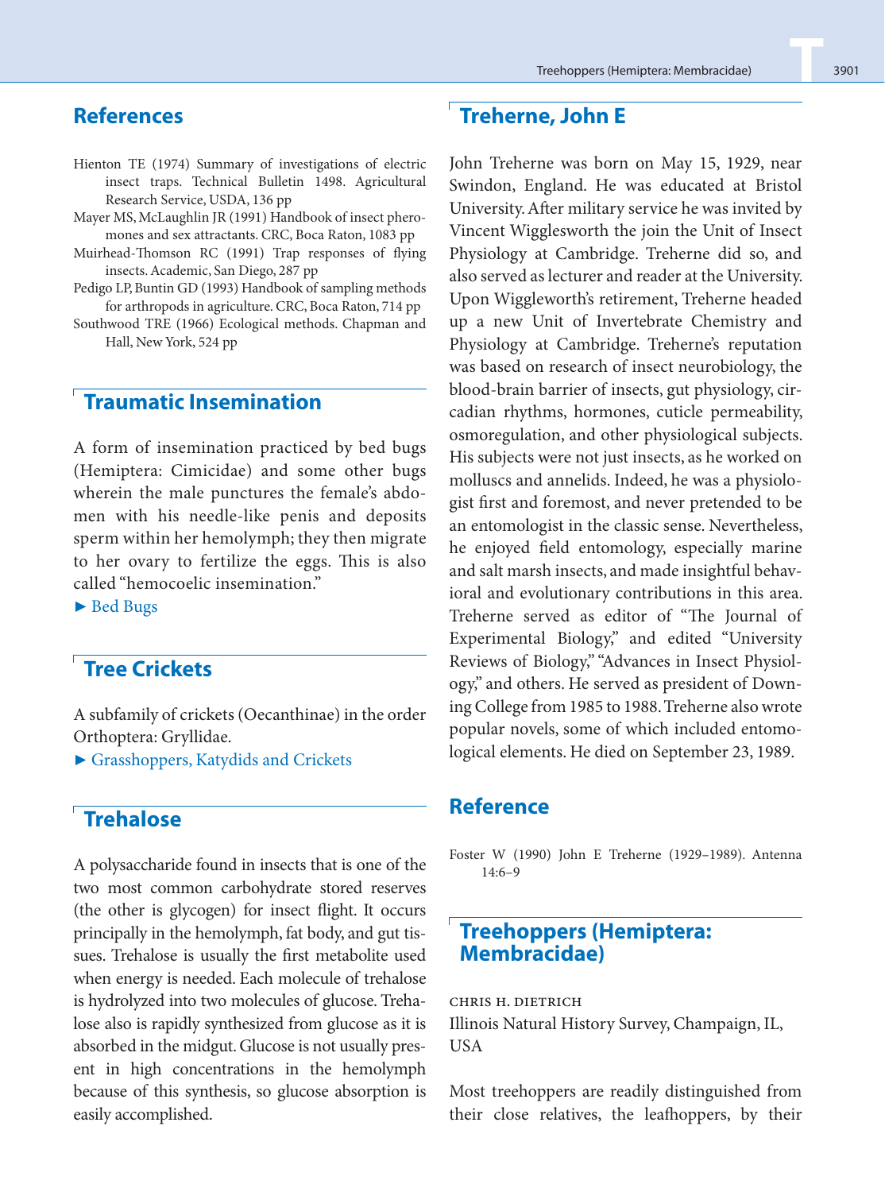## References

Hienton TE (1974) Summary of investigations of electric insect traps. Technical Bulletin 1498. Agricultural Research Service, USDA, 136 pp

Mayer MS, McLaughlin JR (1991) Handbook of insect pheromones and sex attractants. CRC, Boca Raton, 1083 pp

Muirhead-Thomson RC (1991) Trap responses of flying insects. Academic, San Diego, 287 pp

Pedigo LP, Buntin GD (1993) Handbook of sampling methods for arthropods in agriculture. CRC, Boca Raton, 714 pp

Southwood TRE (1966) Ecological methods. Chapman and Hall, New York, 524 pp

## Traumatic Insemination

A form of insemination practiced by bed bugs (Hemiptera: Cimicidae) and some other bugs wherein the male punctures the female's abdomen with his needle-like penis and deposits sperm within her hemolymph; they then migrate to her ovary to fertilize the eggs. This is also called "hemocoelic insemination."

► Bed Bugs

## Tree Crickets

A subfamily of crickets (Oecanthinae) in the order Orthoptera: Gryllidae.

► Grasshoppers, Katydids and Crickets

## Trehalose

A polysaccharide found in insects that is one of the two most common carbohydrate stored reserves (the other is glycogen) for insect flight. It occurs principally in the hemolymph, fat body, and gut tissues. Trehalose is usually the first metabolite used when energy is needed. Each molecule of trehalose is hydrolyzed into two molecules of glucose. Trehalose also is rapidly synthesized from glucose as it is absorbed in the midgut. Glucose is not usually present in high concentrations in the hemolymph because of this synthesis, so glucose absorption is easily accomplished.

## Treherne, John E

John Treherne was born on May 15, 1929, near Swindon, England. He was educated at Bristol University. After military service he was invited by Vincent Wigglesworth the join the Unit of Insect Physiology at Cambridge. Treherne did so, and also served as lecturer and reader at the University. Upon Wiggleworth's retirement, Treherne headed up a new Unit of Invertebrate Chemistry and Physiology at Cambridge. Treherne's reputation was based on research of insect neurobiology, the blood-brain barrier of insects, gut physiology, circadian rhythms, hormones, cuticle permeability, osmoregulation, and other physiological subjects. His subjects were not just insects, as he worked on molluscs and annelids. Indeed, he was a physiologist first and foremost, and never pretended to be an entomologist in the classic sense. Nevertheless, he enjoyed field entomology, especially marine and salt marsh insects, and made insightful behavioral and evolutionary contributions in this area. Treherne served as editor of "The Journal of Experimental Biology," and edited "University Reviews of Biology," "Advances in Insect Physiology," and others. He served as president of Downing College from 1985 to 1988. Treherne also wrote popular novels, some of which included entomological elements. He died on September 23, 1989.

## Reference

Foster W (1990) John E Treherne (1929–1989). Antenna 14:6–9

## Treehoppers (Hemiptera: Membracidae)

CHRIS H. DIETRICH

Illinois Natural History Survey, Champaign, IL, USA

Most treehoppers are readily distinguished from their close relatives, the leafhoppers, by their